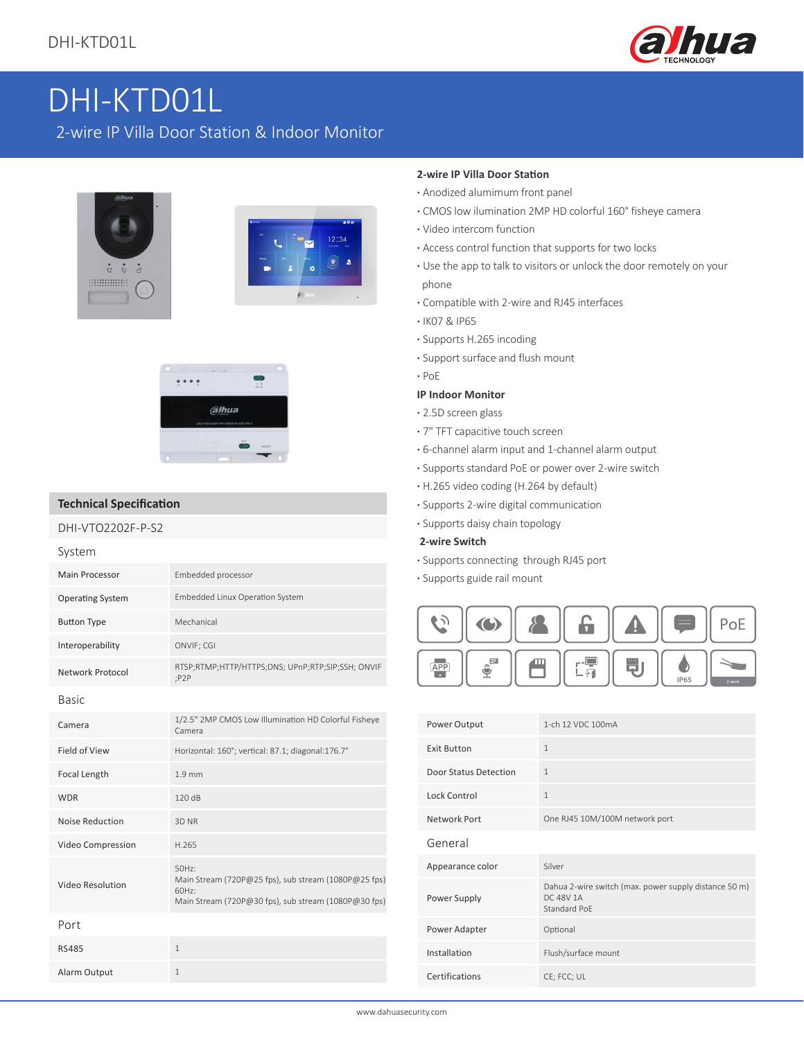# DHI-KTD01L

## 2-wire IP Villa Door Station & Indoor Monitor

### 2-wire IP Villa Door Station

- Anodized alumimum front panel
- CMOS low ilumination 2MP HD colorful 160° fisheye camera
- Video intercom function
- Access control function that supports for two locks
- Use the app to talk to visitors or unlock the door remotely on your phone
- Compatible with 2-wire and RJ45 interfaces
- IK07 & IP65
- Supports H.265 incoding
- Support surface and flush mount
- PoE

### IP Indoor Monitor

- 2.5D screen glass
- 7" TFT capacitive touch screen
- 6-channel alarm input and 1-channel alarm output
- Supports standard PoE or power over 2-wire switch
- H.265 video coding (H.264 by default)
- Supports 2-wire digital communication
- Supports daisy chain topology

### 2-wire Switch

- Supports connecting through RJ45 port
- Supports guide rail mount

## Technical Specification

**DHI-VTO2202F-P-S2**

| System | |
|---|---|
| Main Processor | Embedded processor |
| Operating System | Embedded Linux Operation System |
| Button Type | Mechanical |
| Interoperability | ONVIF; CGI |
| Network Protocol | RTSP;RTMP;HTTP/HTTPS;DNS; UPnP;RTP;SIP;SSH; ONVIF ;P2P |
| **Basic** | |
| Camera | 1/2.5" 2MP CMOS Low Illumination HD Colorful Fisheye Camera |
| Field of View | Horizontal: 160°; vertical: 87.1; diagonal:176.7° |
| Focal Length | 1.9 mm |
| WDR | 120 dB |
| Noise Reduction | 3D NR |
| Video Compression | H.265 |
| Video Resolution | 50Hz:<br>Main Stream (720P@25 fps), sub stream (1080P@25 fps)<br>60Hz:<br>Main Stream (720P@30 fps), sub stream (1080P@30 fps) |
| **Port** | |
| RS485 | 1 |
| Alarm Output | 1 |
| Power Output | 1-ch 12 VDC 100mA |
| Exit Button | 1 |
| Door Status Detection | 1 |
| Lock Control | 1 |
| Network Port | One RJ45 10M/100M network port |
| **General** | |
| Appearance color | Silver |
| Power Supply | Dahua 2-wire switch (max. power supply distance 50 m)<br>DC 48V 1A<br>Standard PoE |
| Power Adapter | Optional |
| Installation | Flush/surface mount |
| Certifications | CE; FCC; UL |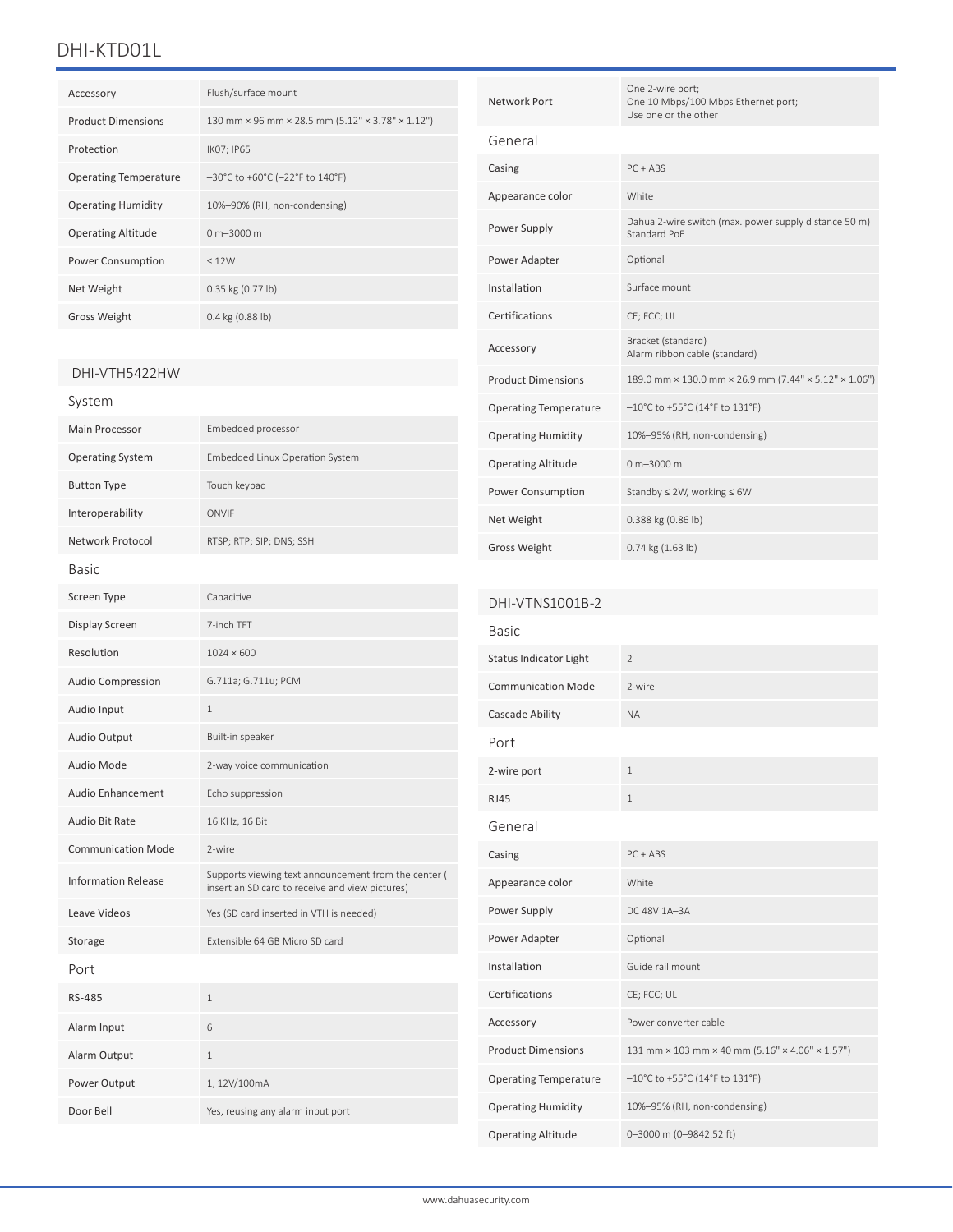## DHI-KTD01L

| | |
|---|---|
| Accessory | Flush/surface mount |
| Product Dimensions | 130 mm × 96 mm × 28.5 mm (5.12" × 3.78" × 1.12") |
| Protection | IK07; IP65 |
| Operating Temperature | –30°C to +60°C (–22°F to 140°F) |
| Operating Humidity | 10%–90% (RH, non-condensing) |
| Operating Altitude | 0 m–3000 m |
| Power Consumption | ≤ 12W |
| Net Weight | 0.35 kg (0.77 lb) |
| Gross Weight | 0.4 kg (0.88 lb) |

## DHI-VTH5422HW

### System

| | |
|---|---|
| Main Processor | Embedded processor |
| Operating System | Embedded Linux Operation System |
| Button Type | Touch keypad |
| Interoperability | ONVIF |
| Network Protocol | RTSP; RTP; SIP; DNS; SSH |

### Basic

| | |
|---|---|
| Screen Type | Capacitive |
| Display Screen | 7-inch TFT |
| Resolution | 1024 × 600 |
| Audio Compression | G.711a; G.711u; PCM |
| Audio Input | 1 |
| Audio Output | Built-in speaker |
| Audio Mode | 2-way voice communication |
| Audio Enhancement | Echo suppression |
| Audio Bit Rate | 16 KHz, 16 Bit |
| Communication Mode | 2-wire |
| Information Release | Supports viewing text announcement from the center ( insert an SD card to receive and view pictures) |
| Leave Videos | Yes (SD card inserted in VTH is needed) |
| Storage | Extensible 64 GB Micro SD card |

### Port

| | |
|---|---|
| RS-485 | 1 |
| Alarm Input | 6 |
| Alarm Output | 1 |
| Power Output | 1, 12V/100mA |
| Door Bell | Yes, reusing any alarm input port |
| Network Port | One 2-wire port;<br>One 10 Mbps/100 Mbps Ethernet port;<br>Use one or the other |

### General

| | |
|---|---|
| Casing | PC + ABS |
| Appearance color | White |
| Power Supply | Dahua 2-wire switch (max. power supply distance 50 m)<br>Standard PoE |
| Power Adapter | Optional |
| Installation | Surface mount |
| Certifications | CE; FCC; UL |
| Accessory | Bracket (standard)<br>Alarm ribbon cable (standard) |
| Product Dimensions | 189.0 mm × 130.0 mm × 26.9 mm (7.44" × 5.12" × 1.06") |
| Operating Temperature | –10°C to +55°C (14°F to 131°F) |
| Operating Humidity | 10%–95% (RH, non-condensing) |
| Operating Altitude | 0 m–3000 m |
| Power Consumption | Standby ≤ 2W, working ≤ 6W |
| Net Weight | 0.388 kg (0.86 lb) |
| Gross Weight | 0.74 kg (1.63 lb) |

## DHI-VTNS1001B-2

### Basic

| | |
|---|---|
| Status Indicator Light | 2 |
| Communication Mode | 2-wire |
| Cascade Ability | NA |

### Port

| | |
|---|---|
| 2-wire port | 1 |
| RJ45 | 1 |

### General

| | |
|---|---|
| Casing | PC + ABS |
| Appearance color | White |
| Power Supply | DC 48V 1A–3A |
| Power Adapter | Optional |
| Installation | Guide rail mount |
| Certifications | CE; FCC; UL |
| Accessory | Power converter cable |
| Product Dimensions | 131 mm × 103 mm × 40 mm (5.16" × 4.06" × 1.57") |
| Operating Temperature | –10°C to +55°C (14°F to 131°F) |
| Operating Humidity | 10%–95% (RH, non-condensing) |
| Operating Altitude | 0–3000 m (0–9842.52 ft) |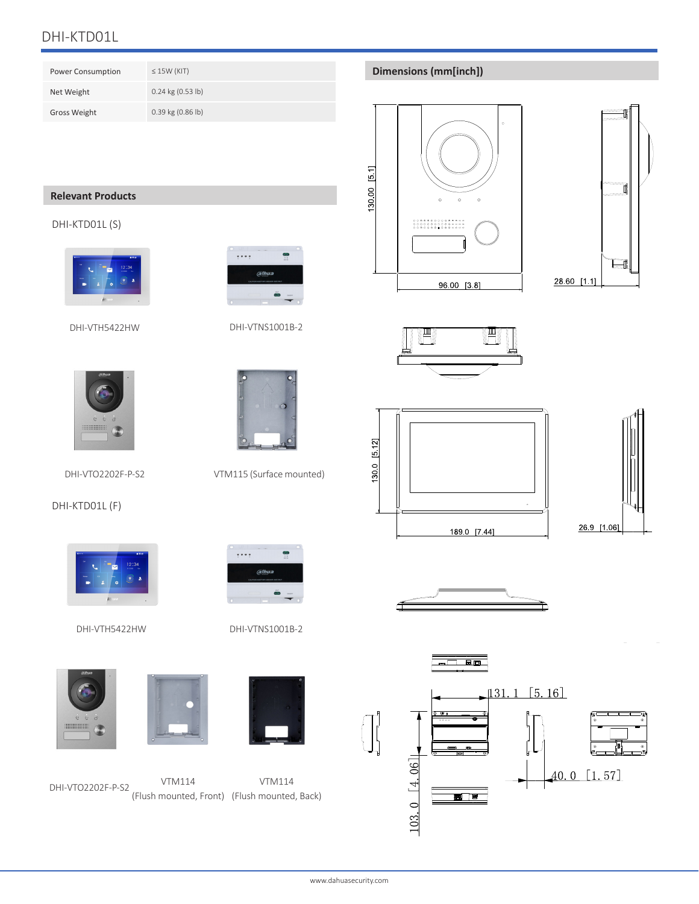# DHI-KTD01L

| Power Consumption | ≤ 15W (KIT) |
|---|---|
| Net Weight | 0.24 kg (0.53 lb) |
| Gross Weight | 0.39 kg (0.86 lb) |

## Dimensions (mm[inch])

130.00 [5.1]

96.00 [3.8]

28.60 [1.1]

130.0 [5.12]

189.0 [7.44]

26.9 [1.06]

131.1 [5.16]

103.0 [4.06]

40.0 [1.57]

## Relevant Products

DHI-KTD01L (S)

DHI-VTH5422HW

DHI-VTNS1001B-2

DHI-VTO2202F-P-S2

VTM115 (Surface mounted)

DHI-KTD01L (F)

DHI-VTH5422HW

DHI-VTNS1001B-2

DHI-VTO2202F-P-S2

VTM114 (Flush mounted, Front)

VTM114 (Flush mounted, Back)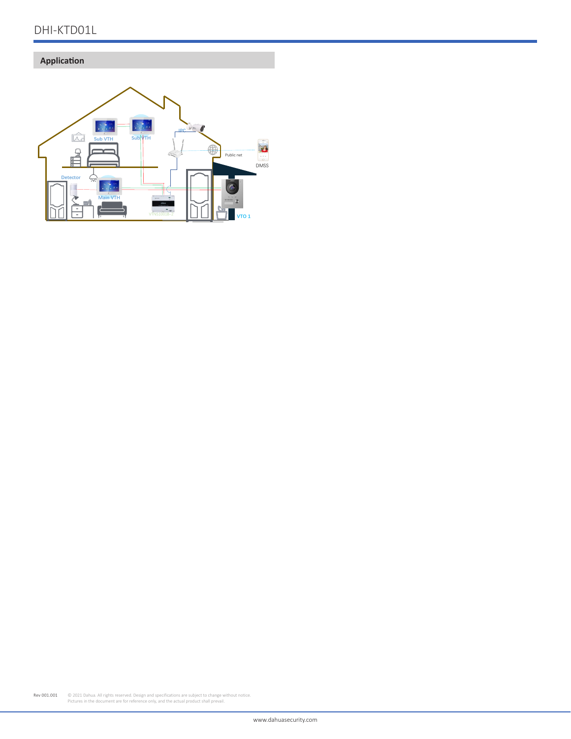## Application

Sub VTH

Sub VTH

IPC

Public net

DMSS

Detector

Main VTH

VTNS1001B-2

VTO 1

Rev 001.001 © 2021 Dahua. All rights reserved. Design and specifications are subject to change without notice.
Pictures in the document are for reference only, and the actual product shall prevail.